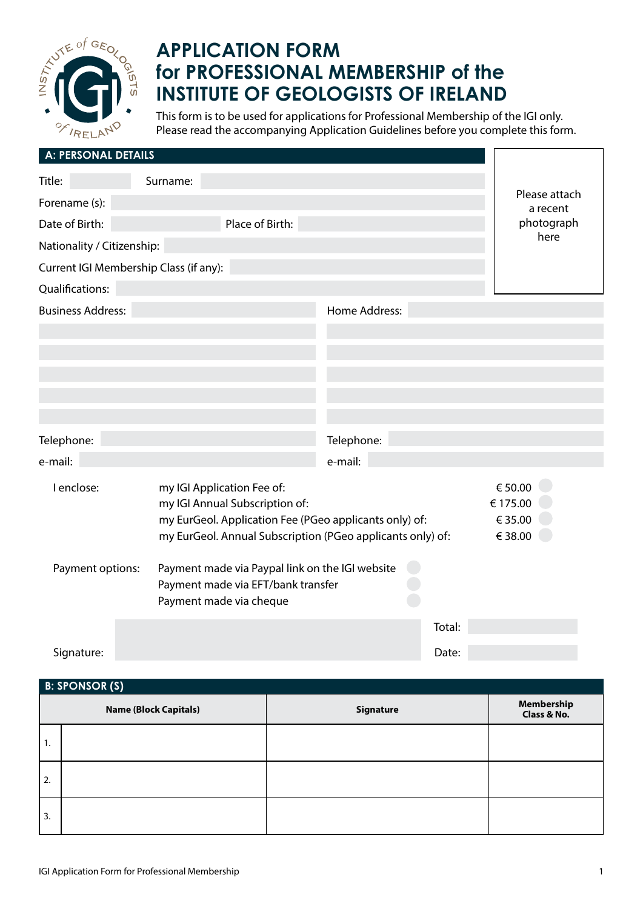# APPLICATION FORM for PROFESSIONAL MEMBERSHIP of the INSTITUTE OF GEOLOGISTS OF IRELAND

This form is to be used for applications for Professional Membership of the IGI only.
Please read the accompanying Application Guidelines before you complete this form.

## A: PERSONAL DETAILS

Please attach a recent photograph here

Title: Surname:

Forename (s):

Date of Birth: Place of Birth:

Nationality / Citizenship:

Current IGI Membership Class (if any):

Qualifications:

Business Address:

Home Address:

Telephone:

e-mail:

Telephone:

e-mail:

I enclose:

| | |
|---|---|
| my IGI Application Fee of: | € 50.00 |
| my IGI Annual Subscription of: | € 175.00 |
| my EurGeol. Application Fee (PGeo applicants only) of: | € 35.00 |
| my EurGeol. Annual Subscription (PGeo applicants only) of: | € 38.00 |

Payment options:

- Payment made via Paypal link on the IGI website
- Payment made via EFT/bank transfer
- Payment made via cheque

Total:

Signature: Date:

## B: SPONSOR (S)

| | Name (Block Capitals) | Signature | Membership Class & No. |
|---|---|---|---|
| 1. | | | |
| 2. | | | |
| 3. | | | |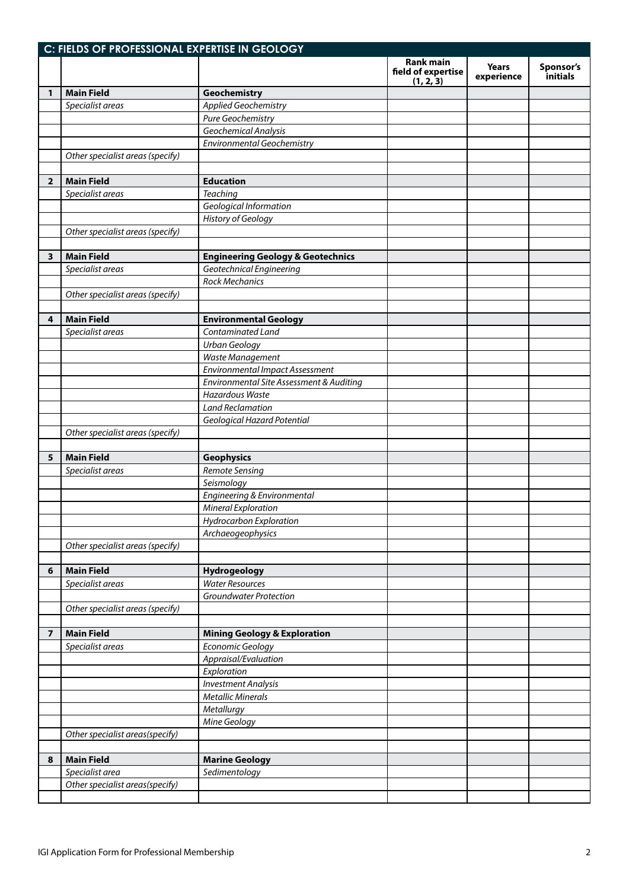## C: FIELDS OF PROFESSIONAL EXPERTISE IN GEOLOGY

| | | | Rank main field of expertise (1, 2, 3) | Years experience | Sponsor's initials |
|---|---|---|---|---|---|
| 1 | **Main Field** | **Geochemistry** | | | |
| | *Specialist areas* | *Applied Geochemistry* | | | |
| | | *Pure Geochemistry* | | | |
| | | *Geochemical Analysis* | | | |
| | | *Environmental Geochemistry* | | | |
| | *Other specialist areas (specify)* | | | | |
| | | | | | |
| 2 | **Main Field** | **Education** | | | |
| | *Specialist areas* | *Teaching* | | | |
| | | *Geological Information* | | | |
| | | *History of Geology* | | | |
| | *Other specialist areas (specify)* | | | | |
| | | | | | |
| 3 | **Main Field** | **Engineering Geology & Geotechnics** | | | |
| | *Specialist areas* | *Geotechnical Engineering* | | | |
| | | *Rock Mechanics* | | | |
| | *Other specialist areas (specify)* | | | | |
| | | | | | |
| 4 | **Main Field** | **Environmental Geology** | | | |
| | *Specialist areas* | *Contaminated Land* | | | |
| | | *Urban Geology* | | | |
| | | *Waste Management* | | | |
| | | *Environmental Impact Assessment* | | | |
| | | *Environmental Site Assessment & Auditing* | | | |
| | | *Hazardous Waste* | | | |
| | | *Land Reclamation* | | | |
| | | *Geological Hazard Potential* | | | |
| | *Other specialist areas (specify)* | | | | |
| | | | | | |
| 5 | **Main Field** | **Geophysics** | | | |
| | *Specialist areas* | *Remote Sensing* | | | |
| | | *Seismology* | | | |
| | | *Engineering & Environmental* | | | |
| | | *Mineral Exploration* | | | |
| | | *Hydrocarbon Exploration* | | | |
| | | *Archaeogeophysics* | | | |
| | *Other specialist areas (specify)* | | | | |
| | | | | | |
| 6 | **Main Field** | **Hydrogeology** | | | |
| | *Specialist areas* | *Water Resources* | | | |
| | | *Groundwater Protection* | | | |
| | *Other specialist areas (specify)* | | | | |
| | | | | | |
| 7 | **Main Field** | **Mining Geology & Exploration** | | | |
| | *Specialist areas* | *Economic Geology* | | | |
| | | *Appraisal/Evaluation* | | | |
| | | *Exploration* | | | |
| | | *Investment Analysis* | | | |
| | | *Metallic Minerals* | | | |
| | | *Metallurgy* | | | |
| | | *Mine Geology* | | | |
| | *Other specialist areas(specify)* | | | | |
| | | | | | |
| 8 | **Main Field** | **Marine Geology** | | | |
| | *Specialist area* | *Sedimentology* | | | |
| | *Other specialist areas(specify)* | | | | |
| | | | | | |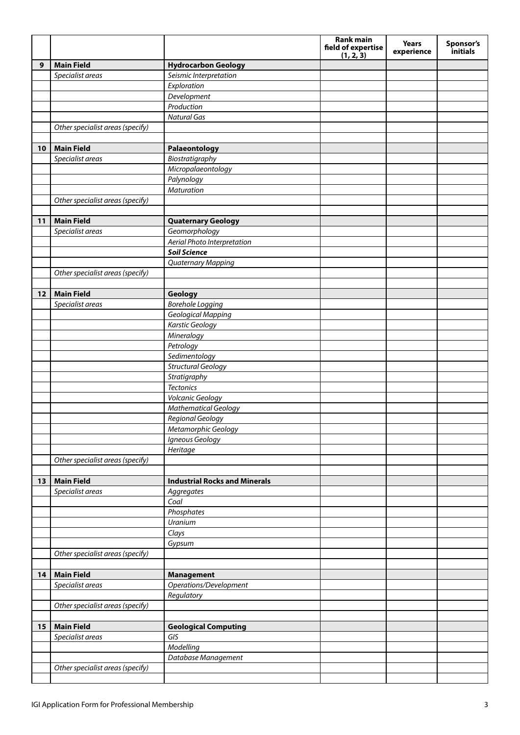| | | | Rank main field of expertise (1, 2, 3) | Years experience | Sponsor's initials |
|---|---|---|---|---|---|
| **9** | **Main Field** | **Hydrocarbon Geology** | | | |
| | *Specialist areas* | *Seismic Interpretation* | | | |
| | | *Exploration* | | | |
| | | *Development* | | | |
| | | *Production* | | | |
| | | *Natural Gas* | | | |
| | *Other specialist areas (specify)* | | | | |
| | | | | | |
| **10** | **Main Field** | **Palaeontology** | | | |
| | *Specialist areas* | *Biostratigraphy* | | | |
| | | *Micropalaeontology* | | | |
| | | *Palynology* | | | |
| | | *Maturation* | | | |
| | *Other specialist areas (specify)* | | | | |
| | | | | | |
| **11** | **Main Field** | **Quaternary Geology** | | | |
| | *Specialist areas* | *Geomorphology* | | | |
| | | *Aerial Photo Interpretation* | | | |
| | | ***Soil Science*** | | | |
| | | *Quaternary Mapping* | | | |
| | *Other specialist areas (specify)* | | | | |
| | | | | | |
| **12** | **Main Field** | **Geology** | | | |
| | *Specialist areas* | *Borehole Logging* | | | |
| | | *Geological Mapping* | | | |
| | | *Karstic Geology* | | | |
| | | *Mineralogy* | | | |
| | | *Petrology* | | | |
| | | *Sedimentology* | | | |
| | | *Structural Geology* | | | |
| | | *Stratigraphy* | | | |
| | | *Tectonics* | | | |
| | | *Volcanic Geology* | | | |
| | | *Mathematical Geology* | | | |
| | | *Regional Geology* | | | |
| | | *Metamorphic Geology* | | | |
| | | *Igneous Geology* | | | |
| | | *Heritage* | | | |
| | *Other specialist areas (specify)* | | | | |
| | | | | | |
| **13** | **Main Field** | **Industrial Rocks and Minerals** | | | |
| | *Specialist areas* | *Aggregates* | | | |
| | | *Coal* | | | |
| | | *Phosphates* | | | |
| | | *Uranium* | | | |
| | | *Clays* | | | |
| | | *Gypsum* | | | |
| | *Other specialist areas (specify)* | | | | |
| | | | | | |
| **14** | **Main Field** | **Management** | | | |
| | *Specialist areas* | *Operations/Development* | | | |
| | | *Regulatory* | | | |
| | *Other specialist areas (specify)* | | | | |
| | | | | | |
| **15** | **Main Field** | **Geological Computing** | | | |
| | *Specialist areas* | *GIS* | | | |
| | | *Modelling* | | | |
| | | *Database Management* | | | |
| | *Other specialist areas (specify)* | | | | |
| | | | | | |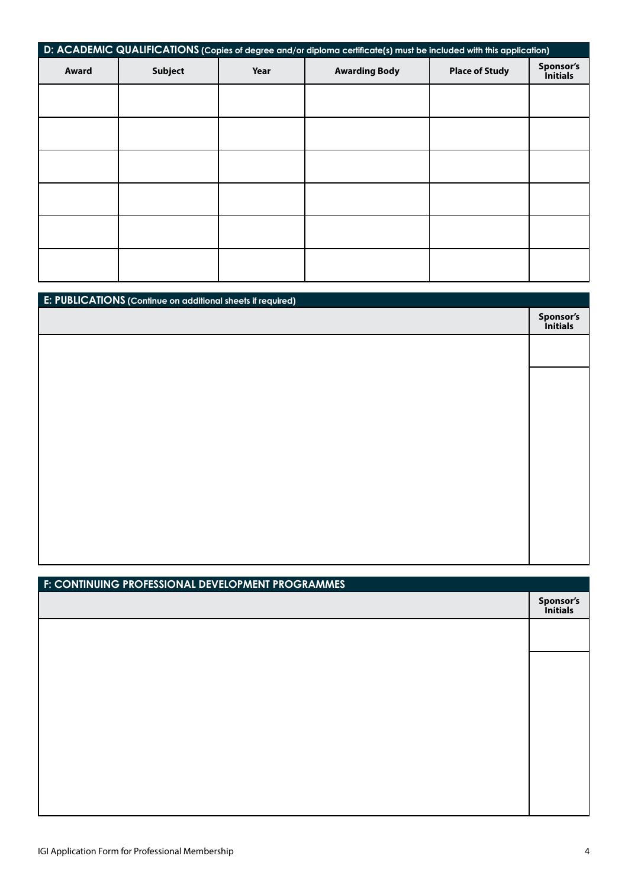## D: ACADEMIC QUALIFICATIONS (Copies of degree and/or diploma certificate(s) must be included with this application)

| Award | Subject | Year | Awarding Body | Place of Study | Sponsor's Initials |
|---|---|---|---|---|---|
| | | | | | |
| | | | | | |
| | | | | | |
| | | | | | |
| | | | | | |
| | | | | | |

## E: PUBLICATIONS (Continue on additional sheets if required)

| | Sponsor's Initials |
|---|---|
| | |
| | |

## F: CONTINUING PROFESSIONAL DEVELOPMENT PROGRAMMES

| | Sponsor's Initials |
|---|---|
| | |
| | |

IGI Application Form for Professional Membership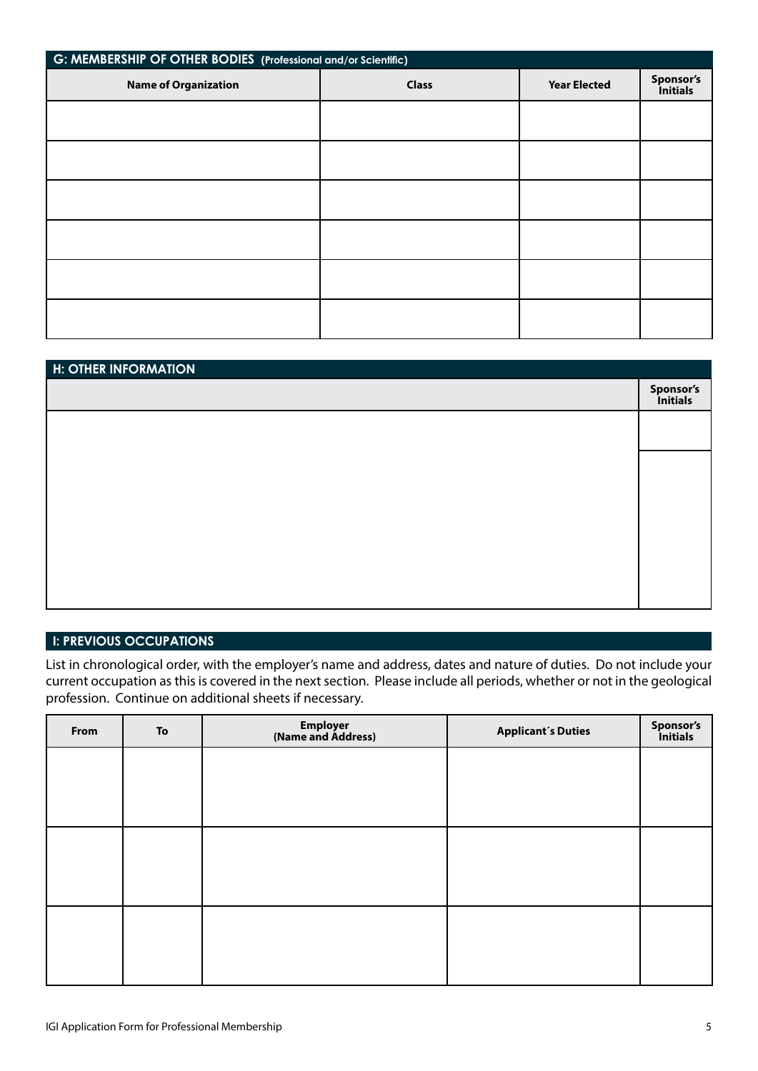## G: MEMBERSHIP OF OTHER BODIES (Professional and/or Scientific)

| Name of Organization | Class | Year Elected | Sponsor's Initials |
|---|---|---|---|
| | | | |
| | | | |
| | | | |
| | | | |
| | | | |
| | | | |

## H: OTHER INFORMATION

| | Sponsor's Initials |
|---|---|
| | |
| | |

## I: PREVIOUS OCCUPATIONS

List in chronological order, with the employer's name and address, dates and nature of duties. Do not include your current occupation as this is covered in the next section. Please include all periods, whether or not in the geological profession. Continue on additional sheets if necessary.

| From | To | Employer (Name and Address) | Applicant´s Duties | Sponsor's Initials |
|---|---|---|---|---|
| | | | | |
| | | | | |
| | | | | |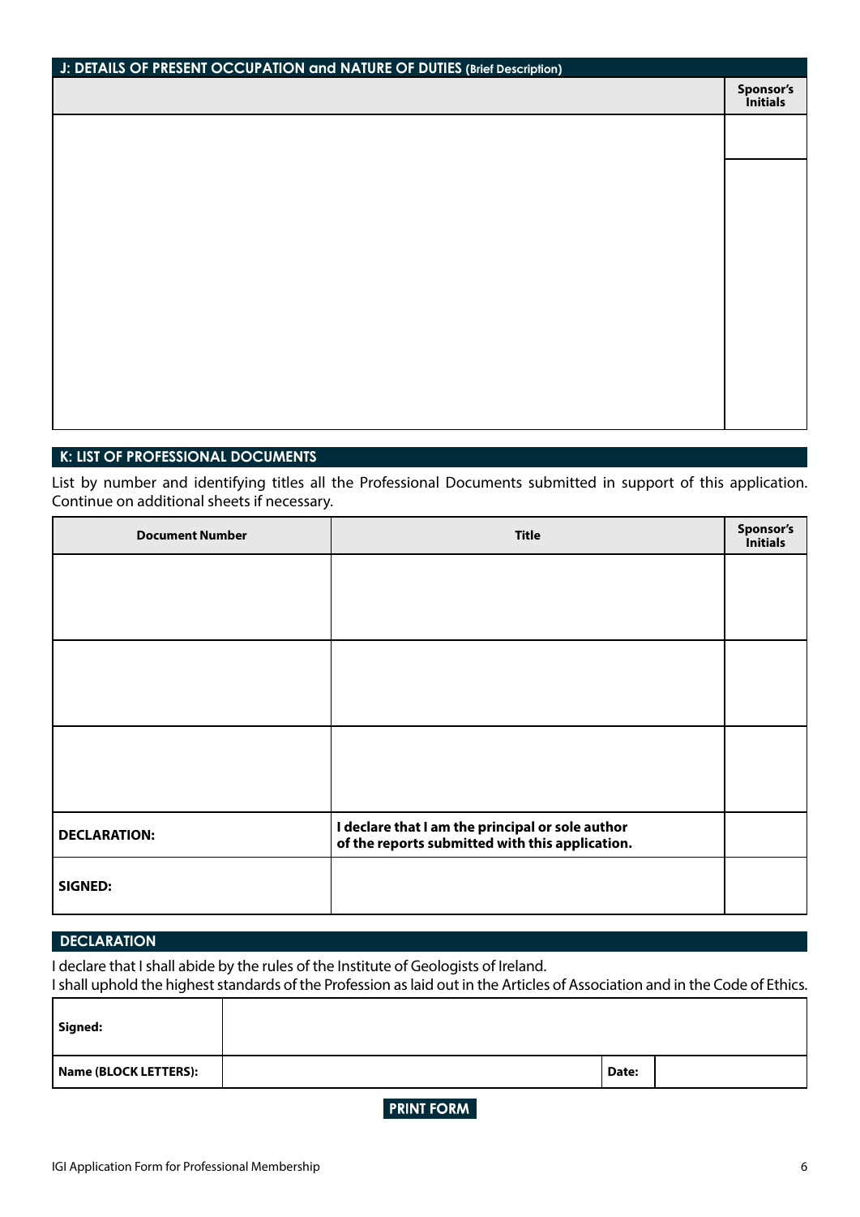## J: DETAILS OF PRESENT OCCUPATION and NATURE OF DUTIES (Brief Description)

| | Sponsor's Initials |
|---|---|
| | |
| | |

## K: LIST OF PROFESSIONAL DOCUMENTS

List by number and identifying titles all the Professional Documents submitted in support of this application. Continue on additional sheets if necessary.

| Document Number | Title | Sponsor's Initials |
|---|---|---|
| | | |
| | | |
| | | |
| **DECLARATION:** | **I declare that I am the principal or sole author of the reports submitted with this application.** | |
| **SIGNED:** | | |

## DECLARATION

I declare that I shall abide by the rules of the Institute of Geologists of Ireland.
I shall uphold the highest standards of the Profession as laid out in the Articles of Association and in the Code of Ethics.

| **Signed:** | | | |
|---|---|---|---|
| **Name (BLOCK LETTERS):** | | **Date:** | |

PRINT FORM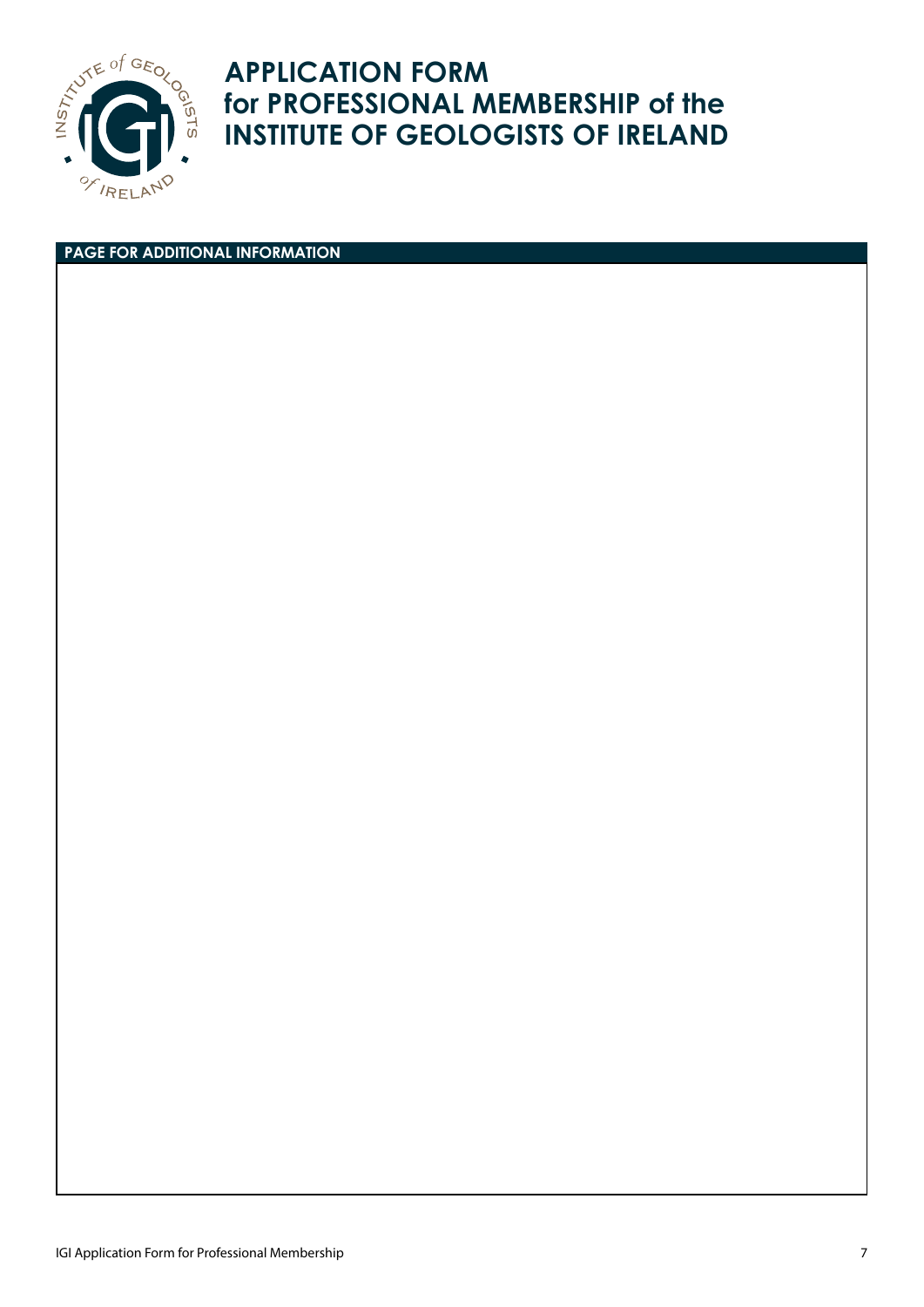# APPLICATION FORM for PROFESSIONAL MEMBERSHIP of the INSTITUTE OF GEOLOGISTS OF IRELAND

## PAGE FOR ADDITIONAL INFORMATION